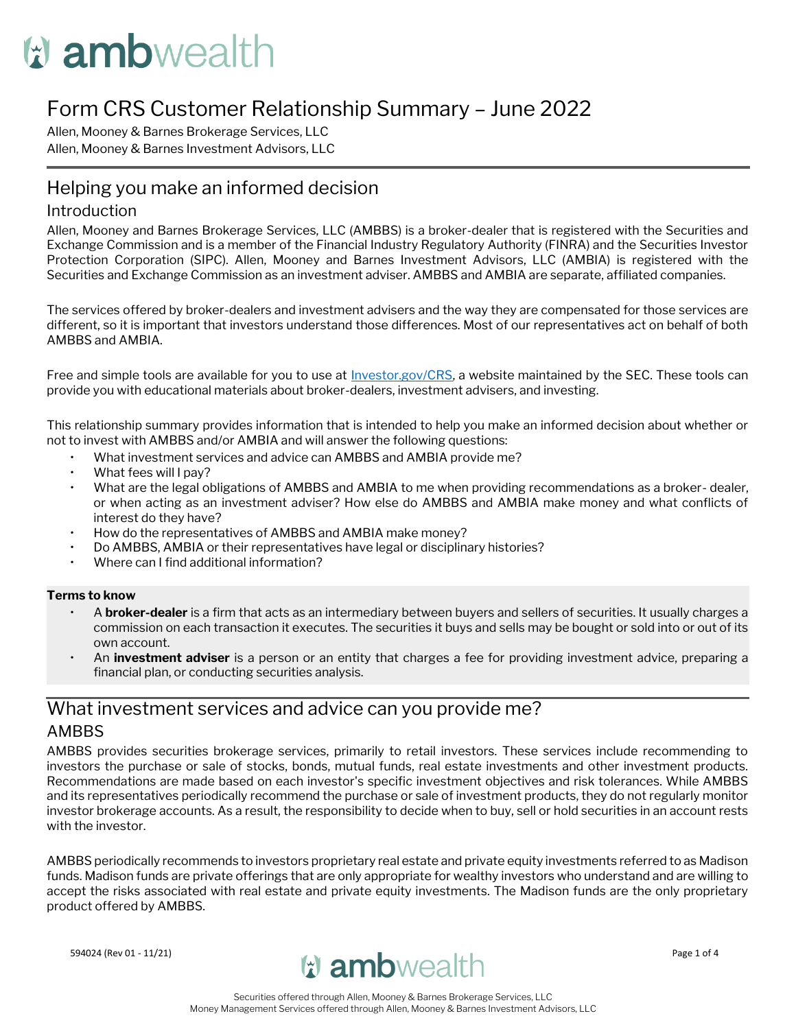# ambwealth

# Form CRS Customer Relationship Summary – June 2022

Allen, Mooney & Barnes Brokerage Services, LLC
Allen, Mooney & Barnes Investment Advisors, LLC

## Helping you make an informed decision

### Introduction

Allen, Mooney and Barnes Brokerage Services, LLC (AMBBS) is a broker-dealer that is registered with the Securities and Exchange Commission and is a member of the Financial Industry Regulatory Authority (FINRA) and the Securities Investor Protection Corporation (SIPC). Allen, Mooney and Barnes Investment Advisors, LLC (AMBIA) is registered with the Securities and Exchange Commission as an investment adviser. AMBBS and AMBIA are separate, affiliated companies.

The services offered by broker-dealers and investment advisers and the way they are compensated for those services are different, so it is important that investors understand those differences. Most of our representatives act on behalf of both AMBBS and AMBIA.

Free and simple tools are available for you to use at [Investor.gov/CRS](https://www.investor.gov/CRS), a website maintained by the SEC. These tools can provide you with educational materials about broker-dealers, investment advisers, and investing.

This relationship summary provides information that is intended to help you make an informed decision about whether or not to invest with AMBBS and/or AMBIA and will answer the following questions:

- What investment services and advice can AMBBS and AMBIA provide me?
- What fees will I pay?
- What are the legal obligations of AMBBS and AMBIA to me when providing recommendations as a broker- dealer, or when acting as an investment adviser? How else do AMBBS and AMBIA make money and what conflicts of interest do they have?
- How do the representatives of AMBBS and AMBIA make money?
- Do AMBBS, AMBIA or their representatives have legal or disciplinary histories?
- Where can I find additional information?

**Terms to know**

- A **broker-dealer** is a firm that acts as an intermediary between buyers and sellers of securities. It usually charges a commission on each transaction it executes. The securities it buys and sells may be bought or sold into or out of its own account.
- An **investment adviser** is a person or an entity that charges a fee for providing investment advice, preparing a financial plan, or conducting securities analysis.

## What investment services and advice can you provide me?

### AMBBS

AMBBS provides securities brokerage services, primarily to retail investors. These services include recommending to investors the purchase or sale of stocks, bonds, mutual funds, real estate investments and other investment products. Recommendations are made based on each investor's specific investment objectives and risk tolerances. While AMBBS and its representatives periodically recommend the purchase or sale of investment products, they do not regularly monitor investor brokerage accounts. As a result, the responsibility to decide when to buy, sell or hold securities in an account rests with the investor.

AMBBS periodically recommends to investors proprietary real estate and private equity investments referred to as Madison funds. Madison funds are private offerings that are only appropriate for wealthy investors who understand and are willing to accept the risks associated with real estate and private equity investments. The Madison funds are the only proprietary product offered by AMBBS.

594024 (Rev 01 - 11/21)

Securities offered through Allen, Mooney & Barnes Brokerage Services, LLC
Money Management Services offered through Allen, Mooney & Barnes Investment Advisors, LLC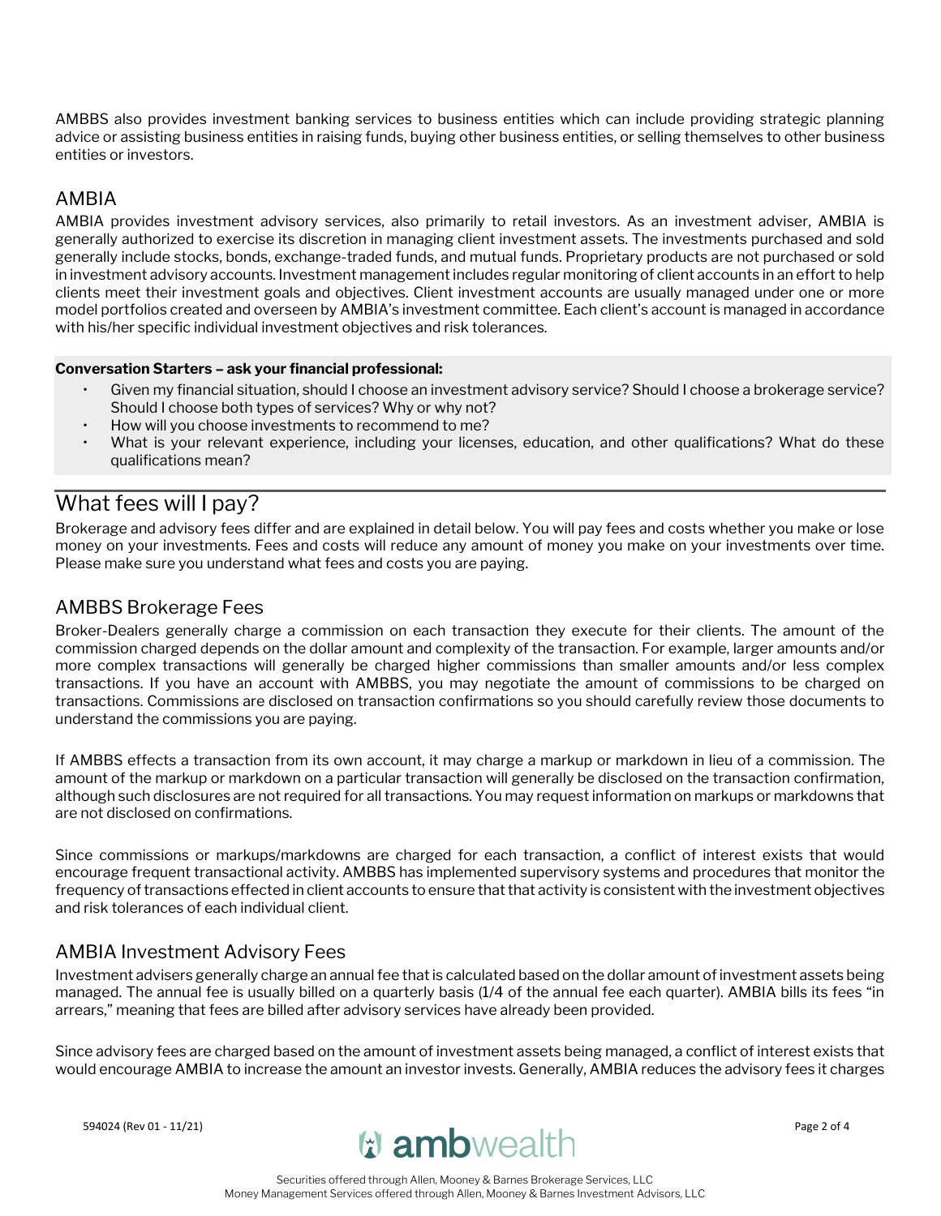AMBBS also provides investment banking services to business entities which can include providing strategic planning advice or assisting business entities in raising funds, buying other business entities, or selling themselves to other business entities or investors.

## AMBIA

AMBIA provides investment advisory services, also primarily to retail investors. As an investment adviser, AMBIA is generally authorized to exercise its discretion in managing client investment assets. The investments purchased and sold generally include stocks, bonds, exchange-traded funds, and mutual funds. Proprietary products are not purchased or sold in investment advisory accounts. Investment management includes regular monitoring of client accounts in an effort to help clients meet their investment goals and objectives. Client investment accounts are usually managed under one or more model portfolios created and overseen by AMBIA's investment committee. Each client's account is managed in accordance with his/her specific individual investment objectives and risk tolerances.

**Conversation Starters – ask your financial professional:**

- Given my financial situation, should I choose an investment advisory service? Should I choose a brokerage service? Should I choose both types of services? Why or why not?
- How will you choose investments to recommend to me?
- What is your relevant experience, including your licenses, education, and other qualifications? What do these qualifications mean?

# What fees will I pay?

Brokerage and advisory fees differ and are explained in detail below. You will pay fees and costs whether you make or lose money on your investments. Fees and costs will reduce any amount of money you make on your investments over time. Please make sure you understand what fees and costs you are paying.

## AMBBS Brokerage Fees

Broker-Dealers generally charge a commission on each transaction they execute for their clients. The amount of the commission charged depends on the dollar amount and complexity of the transaction. For example, larger amounts and/or more complex transactions will generally be charged higher commissions than smaller amounts and/or less complex transactions. If you have an account with AMBBS, you may negotiate the amount of commissions to be charged on transactions. Commissions are disclosed on transaction confirmations so you should carefully review those documents to understand the commissions you are paying.

If AMBBS effects a transaction from its own account, it may charge a markup or markdown in lieu of a commission. The amount of the markup or markdown on a particular transaction will generally be disclosed on the transaction confirmation, although such disclosures are not required for all transactions. You may request information on markups or markdowns that are not disclosed on confirmations.

Since commissions or markups/markdowns are charged for each transaction, a conflict of interest exists that would encourage frequent transactional activity. AMBBS has implemented supervisory systems and procedures that monitor the frequency of transactions effected in client accounts to ensure that that activity is consistent with the investment objectives and risk tolerances of each individual client.

## AMBIA Investment Advisory Fees

Investment advisers generally charge an annual fee that is calculated based on the dollar amount of investment assets being managed. The annual fee is usually billed on a quarterly basis (1/4 of the annual fee each quarter). AMBIA bills its fees "in arrears," meaning that fees are billed after advisory services have already been provided.

Since advisory fees are charged based on the amount of investment assets being managed, a conflict of interest exists that would encourage AMBIA to increase the amount an investor invests. Generally, AMBIA reduces the advisory fees it charges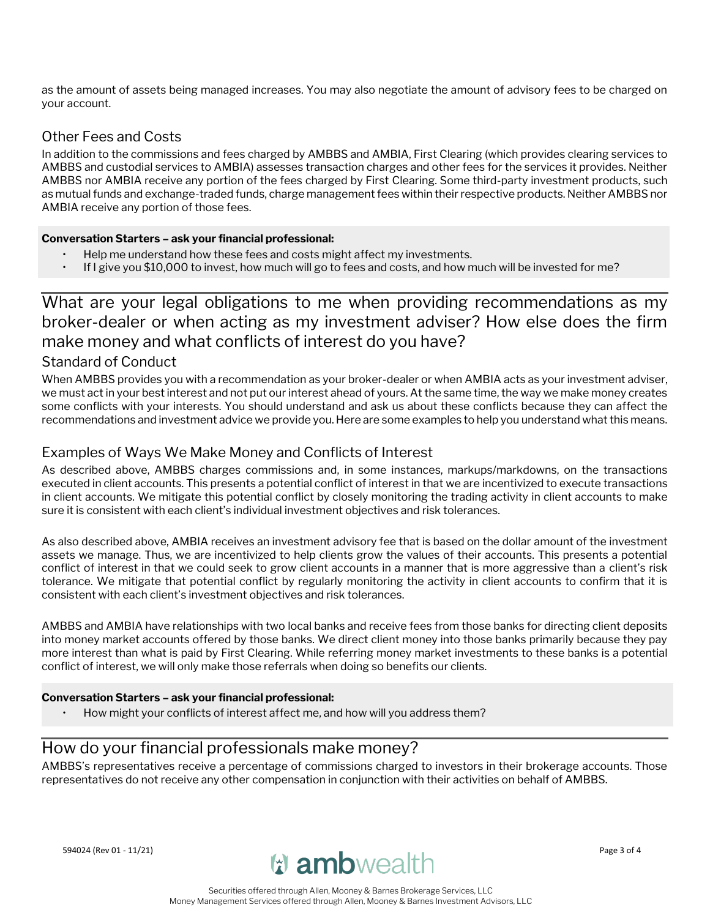as the amount of assets being managed increases. You may also negotiate the amount of advisory fees to be charged on your account.

### Other Fees and Costs

In addition to the commissions and fees charged by AMBBS and AMBIA, First Clearing (which provides clearing services to AMBBS and custodial services to AMBIA) assesses transaction charges and other fees for the services it provides. Neither AMBBS nor AMBIA receive any portion of the fees charged by First Clearing. Some third-party investment products, such as mutual funds and exchange-traded funds, charge management fees within their respective products. Neither AMBBS nor AMBIA receive any portion of those fees.

**Conversation Starters – ask your financial professional:**

- Help me understand how these fees and costs might affect my investments.
- If I give you $10,000 to invest, how much will go to fees and costs, and how much will be invested for me?

## What are your legal obligations to me when providing recommendations as my broker-dealer or when acting as my investment adviser? How else does the firm make money and what conflicts of interest do you have?

### Standard of Conduct

When AMBBS provides you with a recommendation as your broker-dealer or when AMBIA acts as your investment adviser, we must act in your best interest and not put our interest ahead of yours. At the same time, the way we make money creates some conflicts with your interests. You should understand and ask us about these conflicts because they can affect the recommendations and investment advice we provide you. Here are some examples to help you understand what this means.

### Examples of Ways We Make Money and Conflicts of Interest

As described above, AMBBS charges commissions and, in some instances, markups/markdowns, on the transactions executed in client accounts. This presents a potential conflict of interest in that we are incentivized to execute transactions in client accounts. We mitigate this potential conflict by closely monitoring the trading activity in client accounts to make sure it is consistent with each client's individual investment objectives and risk tolerances.

As also described above, AMBIA receives an investment advisory fee that is based on the dollar amount of the investment assets we manage. Thus, we are incentivized to help clients grow the values of their accounts. This presents a potential conflict of interest in that we could seek to grow client accounts in a manner that is more aggressive than a client's risk tolerance. We mitigate that potential conflict by regularly monitoring the activity in client accounts to confirm that it is consistent with each client's investment objectives and risk tolerances.

AMBBS and AMBIA have relationships with two local banks and receive fees from those banks for directing client deposits into money market accounts offered by those banks. We direct client money into those banks primarily because they pay more interest than what is paid by First Clearing. While referring money market investments to these banks is a potential conflict of interest, we will only make those referrals when doing so benefits our clients.

**Conversation Starters – ask your financial professional:**

- How might your conflicts of interest affect me, and how will you address them?

## How do your financial professionals make money?

AMBBS's representatives receive a percentage of commissions charged to investors in their brokerage accounts. Those representatives do not receive any other compensation in conjunction with their activities on behalf of AMBBS.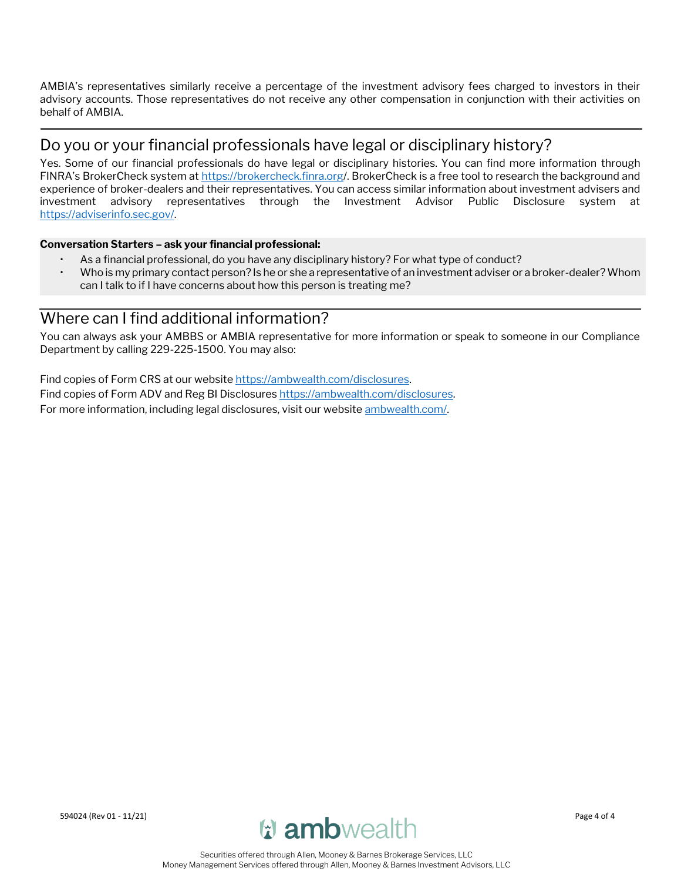AMBIA's representatives similarly receive a percentage of the investment advisory fees charged to investors in their advisory accounts. Those representatives do not receive any other compensation in conjunction with their activities on behalf of AMBIA.

## Do you or your financial professionals have legal or disciplinary history?

Yes. Some of our financial professionals do have legal or disciplinary histories. You can find more information through FINRA's BrokerCheck system at https://brokercheck.finra.org/. BrokerCheck is a free tool to research the background and experience of broker-dealers and their representatives. You can access similar information about investment advisers and investment advisory representatives through the Investment Advisor Public Disclosure system at https://adviserinfo.sec.gov/.

**Conversation Starters – ask your financial professional:**

- As a financial professional, do you have any disciplinary history? For what type of conduct?
- Who is my primary contact person? Is he or she a representative of an investment adviser or a broker-dealer? Whom can I talk to if I have concerns about how this person is treating me?

## Where can I find additional information?

You can always ask your AMBBS or AMBIA representative for more information or speak to someone in our Compliance Department by calling 229-225-1500. You may also:

Find copies of Form CRS at our website https://ambwealth.com/disclosures.
Find copies of Form ADV and Reg BI Disclosures https://ambwealth.com/disclosures.
For more information, including legal disclosures, visit our website ambwealth.com/.

594024 (Rev 01 - 11/21)

ambwealth

Securities offered through Allen, Mooney & Barnes Brokerage Services, LLC
Money Management Services offered through Allen, Mooney & Barnes Investment Advisors, LLC